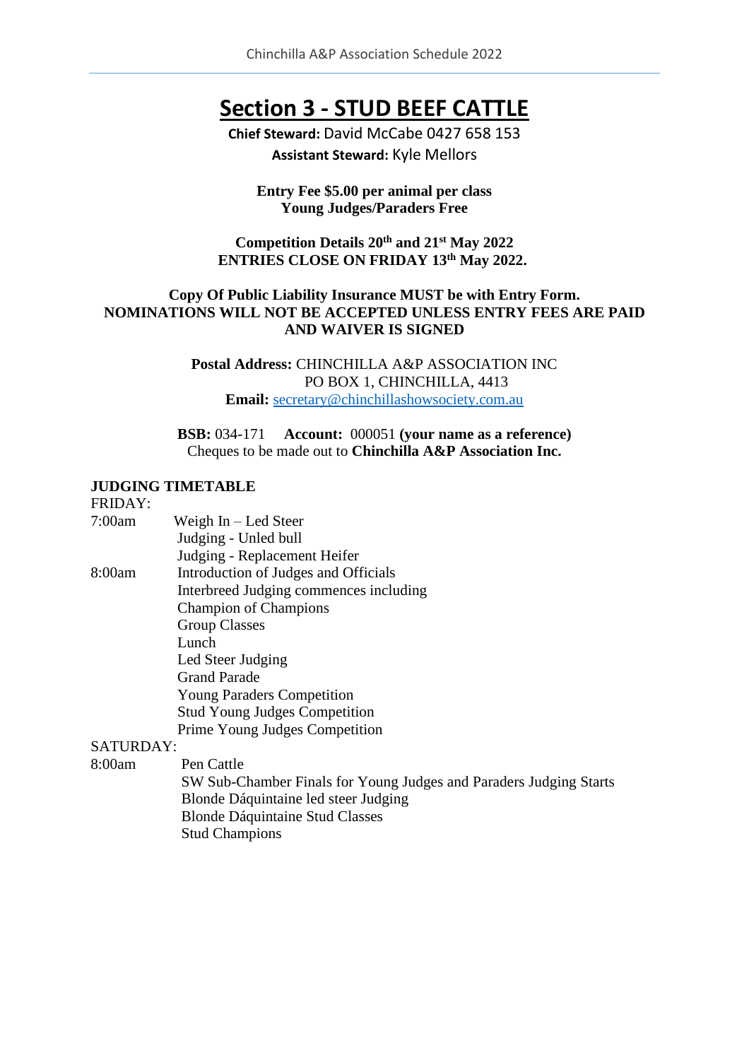# Section 3 - STUD BEEF CATTLE

**Chief Steward:** David McCabe 0427 658 153

**Assistant Steward:** Kyle Mellors

**Entry Fee $5.00 per animal per class**
**Young Judges/Paraders Free**

**Competition Details 20th and 21st May 2022**
**ENTRIES CLOSE ON FRIDAY 13th May 2022.**

**Copy Of Public Liability Insurance MUST be with Entry Form.**
**NOMINATIONS WILL NOT BE ACCEPTED UNLESS ENTRY FEES ARE PAID AND WAIVER IS SIGNED**

**Postal Address:** CHINCHILLA A&P ASSOCIATION INC
PO BOX 1, CHINCHILLA, 4413
**Email:** secretary@chinchillashowsociety.com.au

**BSB:** 034-171 **Account:** 000051 **(your name as a reference)**
Cheques to be made out to **Chinchilla A&P Association Inc.**

**JUDGING TIMETABLE**

FRIDAY:

7:00am Weigh In – Led Steer
Judging - Unled bull
Judging - Replacement Heifer

8:00am Introduction of Judges and Officials
Interbreed Judging commences including
Champion of Champions
Group Classes
Lunch
Led Steer Judging
Grand Parade
Young Paraders Competition
Stud Young Judges Competition
Prime Young Judges Competition

SATURDAY:

8:00am Pen Cattle
SW Sub-Chamber Finals for Young Judges and Paraders Judging Starts
Blonde Dáquintaine led steer Judging
Blonde Dáquintaine Stud Classes
Stud Champions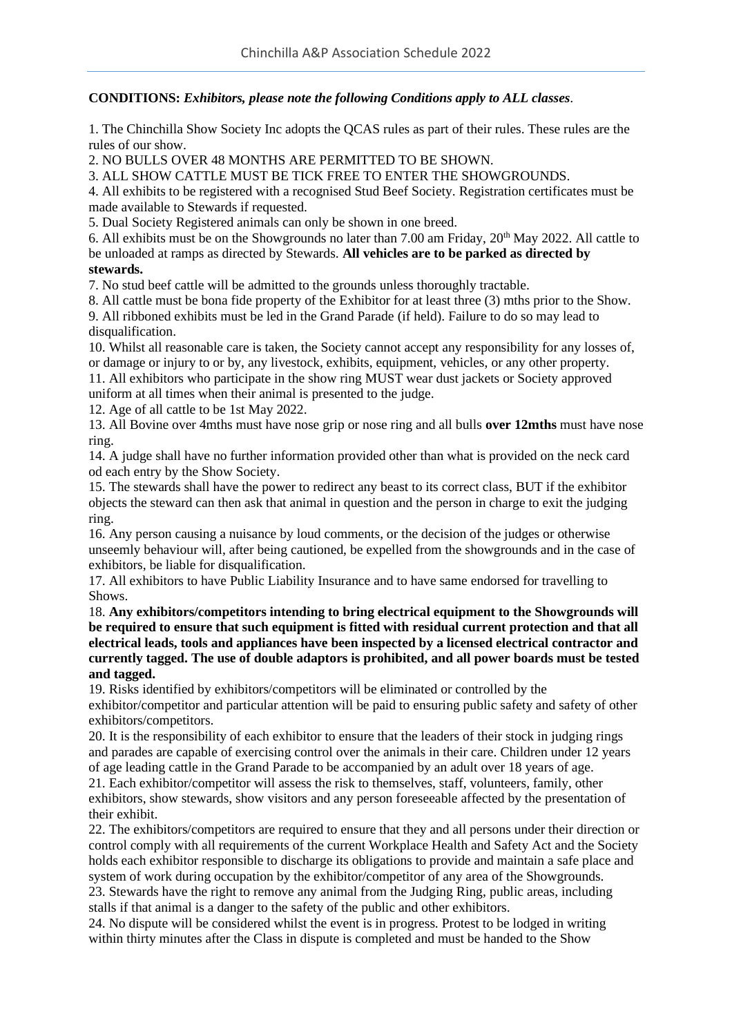**CONDITIONS:** ***Exhibitors, please note the following Conditions apply to ALL classes***.

1. The Chinchilla Show Society Inc adopts the QCAS rules as part of their rules. These rules are the rules of our show.
2. NO BULLS OVER 48 MONTHS ARE PERMITTED TO BE SHOWN.
3. ALL SHOW CATTLE MUST BE TICK FREE TO ENTER THE SHOWGROUNDS.
4. All exhibits to be registered with a recognised Stud Beef Society. Registration certificates must be made available to Stewards if requested.
5. Dual Society Registered animals can only be shown in one breed.
6. All exhibits must be on the Showgrounds no later than 7.00 am Friday, 20th May 2022. All cattle to be unloaded at ramps as directed by Stewards. **All vehicles are to be parked as directed by stewards.**
7. No stud beef cattle will be admitted to the grounds unless thoroughly tractable.
8. All cattle must be bona fide property of the Exhibitor for at least three (3) mths prior to the Show.
9. All ribboned exhibits must be led in the Grand Parade (if held). Failure to do so may lead to disqualification.
10. Whilst all reasonable care is taken, the Society cannot accept any responsibility for any losses of, or damage or injury to or by, any livestock, exhibits, equipment, vehicles, or any other property.
11. All exhibitors who participate in the show ring MUST wear dust jackets or Society approved uniform at all times when their animal is presented to the judge.
12. Age of all cattle to be 1st May 2022.
13. All Bovine over 4mths must have nose grip or nose ring and all bulls **over 12mths** must have nose ring.
14. A judge shall have no further information provided other than what is provided on the neck card od each entry by the Show Society.
15. The stewards shall have the power to redirect any beast to its correct class, BUT if the exhibitor objects the steward can then ask that animal in question and the person in charge to exit the judging ring.
16. Any person causing a nuisance by loud comments, or the decision of the judges or otherwise unseemly behaviour will, after being cautioned, be expelled from the showgrounds and in the case of exhibitors, be liable for disqualification.
17. All exhibitors to have Public Liability Insurance and to have same endorsed for travelling to Shows.
18. **Any exhibitors/competitors intending to bring electrical equipment to the Showgrounds will be required to ensure that such equipment is fitted with residual current protection and that all electrical leads, tools and appliances have been inspected by a licensed electrical contractor and currently tagged. The use of double adaptors is prohibited, and all power boards must be tested and tagged.**
19. Risks identified by exhibitors/competitors will be eliminated or controlled by the exhibitor/competitor and particular attention will be paid to ensuring public safety and safety of other exhibitors/competitors.
20. It is the responsibility of each exhibitor to ensure that the leaders of their stock in judging rings and parades are capable of exercising control over the animals in their care. Children under 12 years of age leading cattle in the Grand Parade to be accompanied by an adult over 18 years of age.
21. Each exhibitor/competitor will assess the risk to themselves, staff, volunteers, family, other exhibitors, show stewards, show visitors and any person foreseeable affected by the presentation of their exhibit.
22. The exhibitors/competitors are required to ensure that they and all persons under their direction or control comply with all requirements of the current Workplace Health and Safety Act and the Society holds each exhibitor responsible to discharge its obligations to provide and maintain a safe place and system of work during occupation by the exhibitor/competitor of any area of the Showgrounds.
23. Stewards have the right to remove any animal from the Judging Ring, public areas, including stalls if that animal is a danger to the safety of the public and other exhibitors.
24. No dispute will be considered whilst the event is in progress. Protest to be lodged in writing within thirty minutes after the Class in dispute is completed and must be handed to the Show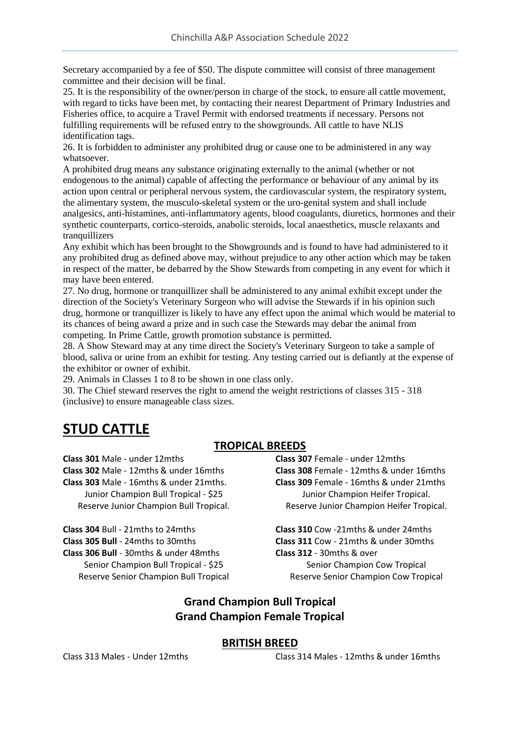Secretary accompanied by a fee of $50. The dispute committee will consist of three management committee and their decision will be final.

25. It is the responsibility of the owner/person in charge of the stock, to ensure all cattle movement, with regard to ticks have been met, by contacting their nearest Department of Primary Industries and Fisheries office, to acquire a Travel Permit with endorsed treatments if necessary. Persons not fulfilling requirements will be refused entry to the showgrounds. All cattle to have NLIS identification tags.

26. It is forbidden to administer any prohibited drug or cause one to be administered in any way whatsoever.

A prohibited drug means any substance originating externally to the animal (whether or not endogenous to the animal) capable of affecting the performance or behaviour of any animal by its action upon central or peripheral nervous system, the cardiovascular system, the respiratory system, the alimentary system, the musculo-skeletal system or the uro-genital system and shall include analgesics, anti-histamines, anti-inflammatory agents, blood coagulants, diuretics, hormones and their synthetic counterparts, cortico-steroids, anabolic steroids, local anaesthetics, muscle relaxants and tranquillizers

Any exhibit which has been brought to the Showgrounds and is found to have had administered to it any prohibited drug as defined above may, without prejudice to any other action which may be taken in respect of the matter, be debarred by the Show Stewards from competing in any event for which it may have been entered.

27. No drug, hormone or tranquillizer shall be administered to any animal exhibit except under the direction of the Society's Veterinary Surgeon who will advise the Stewards if in his opinion such drug, hormone or tranquillizer is likely to have any effect upon the animal which would be material to its chances of being award a prize and in such case the Stewards may debar the animal from competing. In Prime Cattle, growth promotion substance is permitted.

28. A Show Steward may at any time direct the Society's Veterinary Surgeon to take a sample of blood, saliva or urine from an exhibit for testing. Any testing carried out is defiantly at the expense of the exhibitor or owner of exhibit.

29. Animals in Classes 1 to 8 to be shown in one class only.

30. The Chief steward reserves the right to amend the weight restrictions of classes 315 - 318 (inclusive) to ensure manageable class sizes.

# STUD CATTLE

## TROPICAL BREEDS

**Class 301** Male - under 12mths
**Class 302** Male - 12mths & under 16mths
**Class 303** Male - 16mths & under 21mths.
Junior Champion Bull Tropical - $25
Reserve Junior Champion Bull Tropical.

**Class 304** Bull - 21mths to 24mths
**Class 305 Bull** - 24mths to 30mths
**Class 306 Bull** - 30mths & under 48mths
Senior Champion Bull Tropical - $25
Reserve Senior Champion Bull Tropical

**Class 307** Female - under 12mths
**Class 308** Female - 12mths & under 16mths
**Class 309** Female - 16mths & under 21mths
Junior Champion Heifer Tropical.
Reserve Junior Champion Heifer Tropical.

**Class 310** Cow -21mths & under 24mths
**Class 311** Cow - 21mths & under 30mths
**Class 312** - 30mths & over
Senior Champion Cow Tropical
Reserve Senior Champion Cow Tropical

**Grand Champion Bull Tropical**
**Grand Champion Female Tropical**

## BRITISH BREED

Class 313 Males - Under 12mths
Class 314 Males - 12mths & under 16mths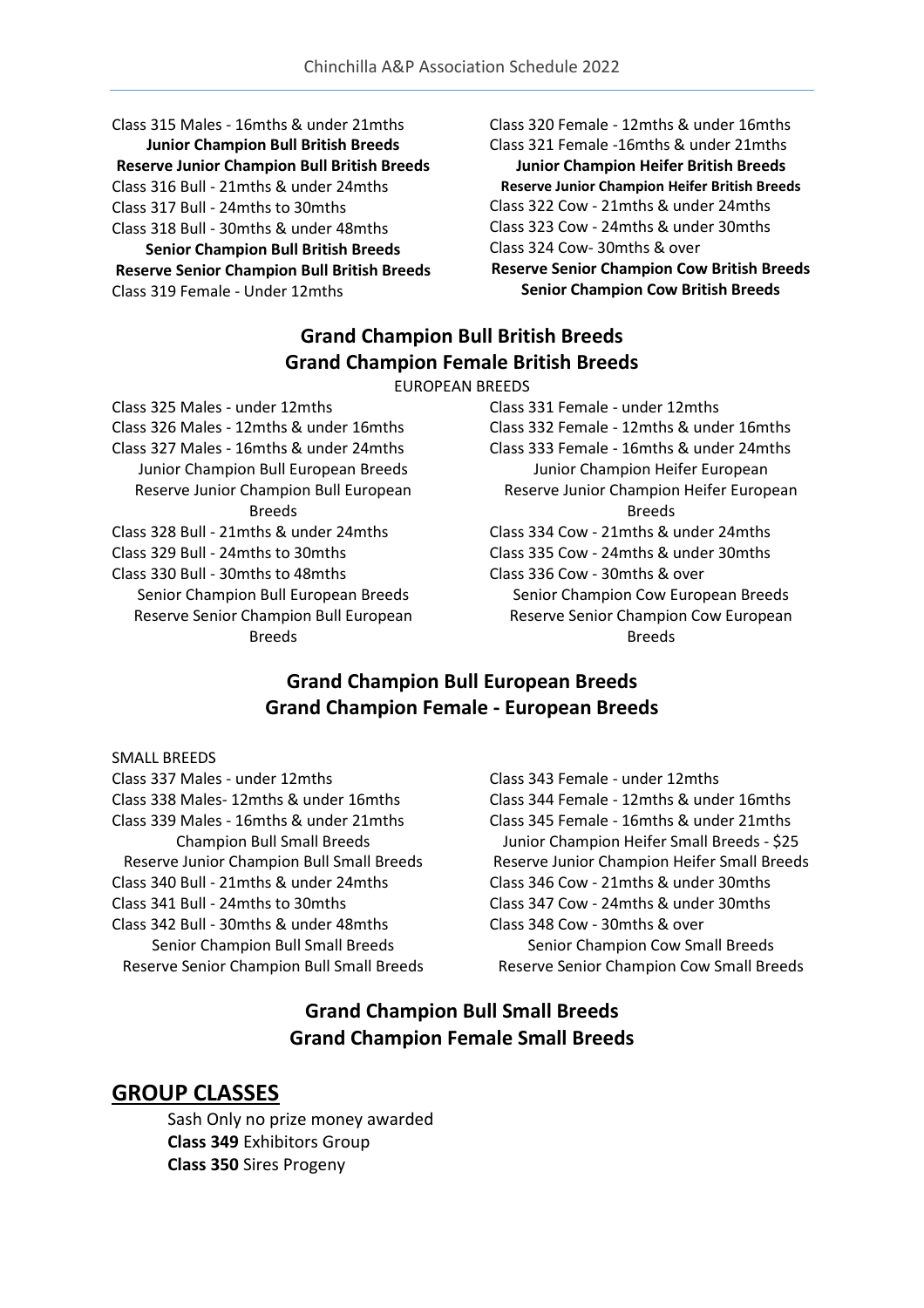Class 315 Males - 16mths & under 21mths

**Junior Champion Bull British Breeds**

**Reserve Junior Champion Bull British Breeds**

Class 316 Bull - 21mths & under 24mths

Class 317 Bull - 24mths to 30mths

Class 318 Bull - 30mths & under 48mths

**Senior Champion Bull British Breeds**

**Reserve Senior Champion Bull British Breeds**

Class 319 Female - Under 12mths

Class 320 Female - 12mths & under 16mths

Class 321 Female -16mths & under 21mths

**Junior Champion Heifer British Breeds**

**Reserve Junior Champion Heifer British Breeds**

Class 322 Cow - 21mths & under 24mths

Class 323 Cow - 24mths & under 30mths

Class 324 Cow- 30mths & over

**Reserve Senior Champion Cow British Breeds**

**Senior Champion Cow British Breeds**

## Grand Champion Bull British Breeds
## Grand Champion Female British Breeds

EUROPEAN BREEDS

Class 325 Males - under 12mths

Class 326 Males - 12mths & under 16mths

Class 327 Males - 16mths & under 24mths

Junior Champion Bull European Breeds

Reserve Junior Champion Bull European Breeds

Class 328 Bull - 21mths & under 24mths

Class 329 Bull - 24mths to 30mths

Class 330 Bull - 30mths to 48mths

Senior Champion Bull European Breeds

Reserve Senior Champion Bull European Breeds

Class 331 Female - under 12mths

Class 332 Female - 12mths & under 16mths

Class 333 Female - 16mths & under 24mths

Junior Champion Heifer European

Reserve Junior Champion Heifer European Breeds

Class 334 Cow - 21mths & under 24mths

Class 335 Cow - 24mths & under 30mths

Class 336 Cow - 30mths & over

Senior Champion Cow European Breeds

Reserve Senior Champion Cow European Breeds

## Grand Champion Bull European Breeds
## Grand Champion Female - European Breeds

SMALL BREEDS

Class 337 Males - under 12mths

Class 338 Males- 12mths & under 16mths

Class 339 Males - 16mths & under 21mths

Champion Bull Small Breeds

Reserve Junior Champion Bull Small Breeds

Class 340 Bull - 21mths & under 24mths

Class 341 Bull - 24mths to 30mths

Class 342 Bull - 30mths & under 48mths

Senior Champion Bull Small Breeds

Reserve Senior Champion Bull Small Breeds

Class 343 Female - under 12mths

Class 344 Female - 12mths & under 16mths

Class 345 Female - 16mths & under 21mths

Junior Champion Heifer Small Breeds - $25

Reserve Junior Champion Heifer Small Breeds

Class 346 Cow - 21mths & under 30mths

Class 347 Cow - 24mths & under 30mths

Class 348 Cow - 30mths & over

Senior Champion Cow Small Breeds

Reserve Senior Champion Cow Small Breeds

## Grand Champion Bull Small Breeds
## Grand Champion Female Small Breeds

# GROUP CLASSES

Sash Only no prize money awarded

**Class 349** Exhibitors Group

**Class 350** Sires Progeny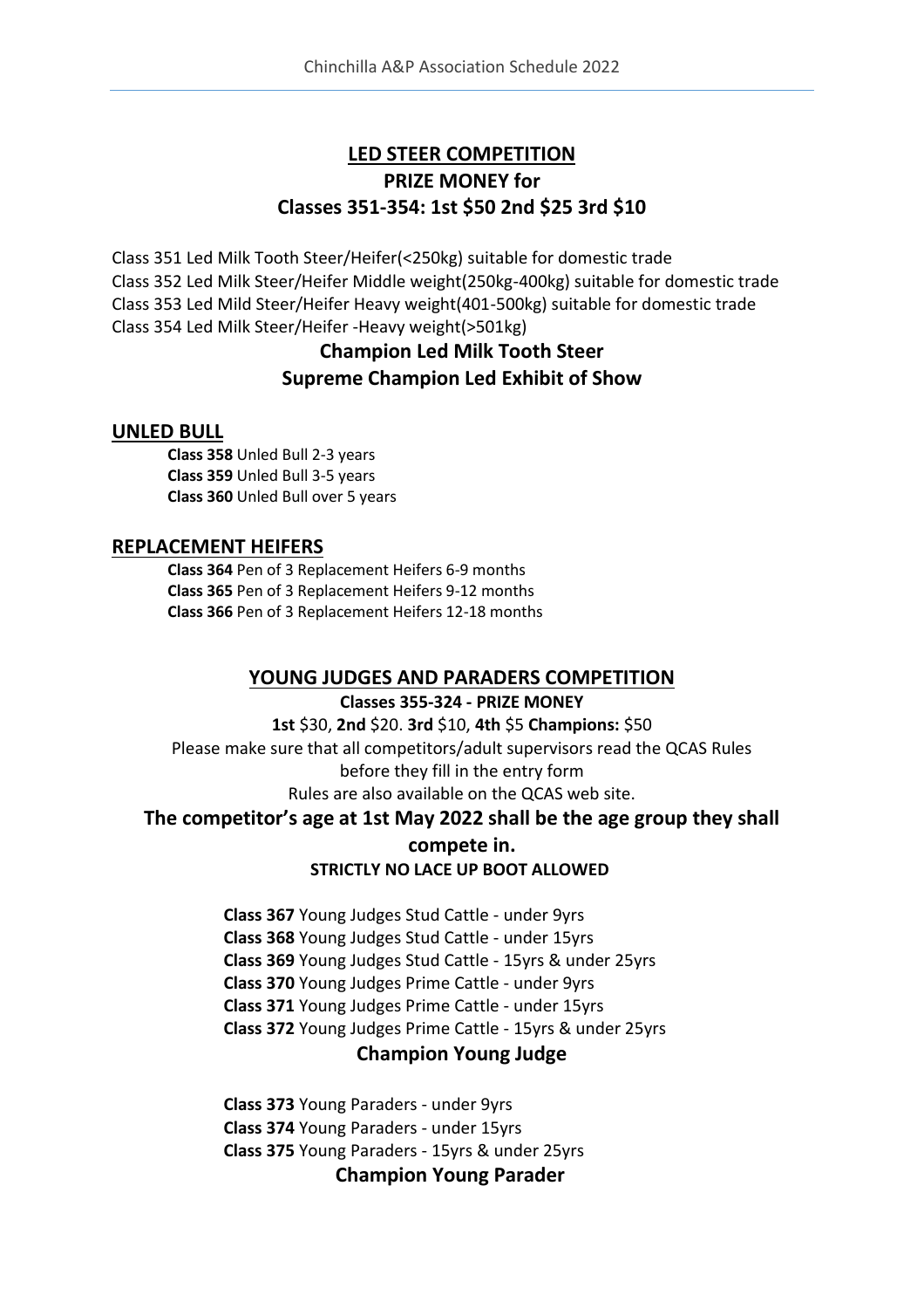## LED STEER COMPETITION
## PRIZE MONEY for
## Classes 351-354: 1st $50 2nd $25 3rd $10

Class 351 Led Milk Tooth Steer/Heifer(<250kg) suitable for domestic trade
Class 352 Led Milk Steer/Heifer Middle weight(250kg-400kg) suitable for domestic trade
Class 353 Led Mild Steer/Heifer Heavy weight(401-500kg) suitable for domestic trade
Class 354 Led Milk Steer/Heifer -Heavy weight(>501kg)

**Champion Led Milk Tooth Steer**
**Supreme Champion Led Exhibit of Show**

### UNLED BULL

**Class 358** Unled Bull 2-3 years
**Class 359** Unled Bull 3-5 years
**Class 360** Unled Bull over 5 years

### REPLACEMENT HEIFERS

**Class 364** Pen of 3 Replacement Heifers 6-9 months
**Class 365** Pen of 3 Replacement Heifers 9-12 months
**Class 366** Pen of 3 Replacement Heifers 12-18 months

### YOUNG JUDGES AND PARADERS COMPETITION

**Classes 355-324 - PRIZE MONEY**

**1st** $30, **2nd** $20. **3rd** $10, **4th** $5 **Champions:** $50

Please make sure that all competitors/adult supervisors read the QCAS Rules before they fill in the entry form

Rules are also available on the QCAS web site.

**The competitor's age at 1st May 2022 shall be the age group they shall compete in.**

**STRICTLY NO LACE UP BOOT ALLOWED**

**Class 367** Young Judges Stud Cattle - under 9yrs
**Class 368** Young Judges Stud Cattle - under 15yrs
**Class 369** Young Judges Stud Cattle - 15yrs & under 25yrs
**Class 370** Young Judges Prime Cattle - under 9yrs
**Class 371** Young Judges Prime Cattle - under 15yrs
**Class 372** Young Judges Prime Cattle - 15yrs & under 25yrs

**Champion Young Judge**

**Class 373** Young Paraders - under 9yrs
**Class 374** Young Paraders - under 15yrs
**Class 375** Young Paraders - 15yrs & under 25yrs

**Champion Young Parader**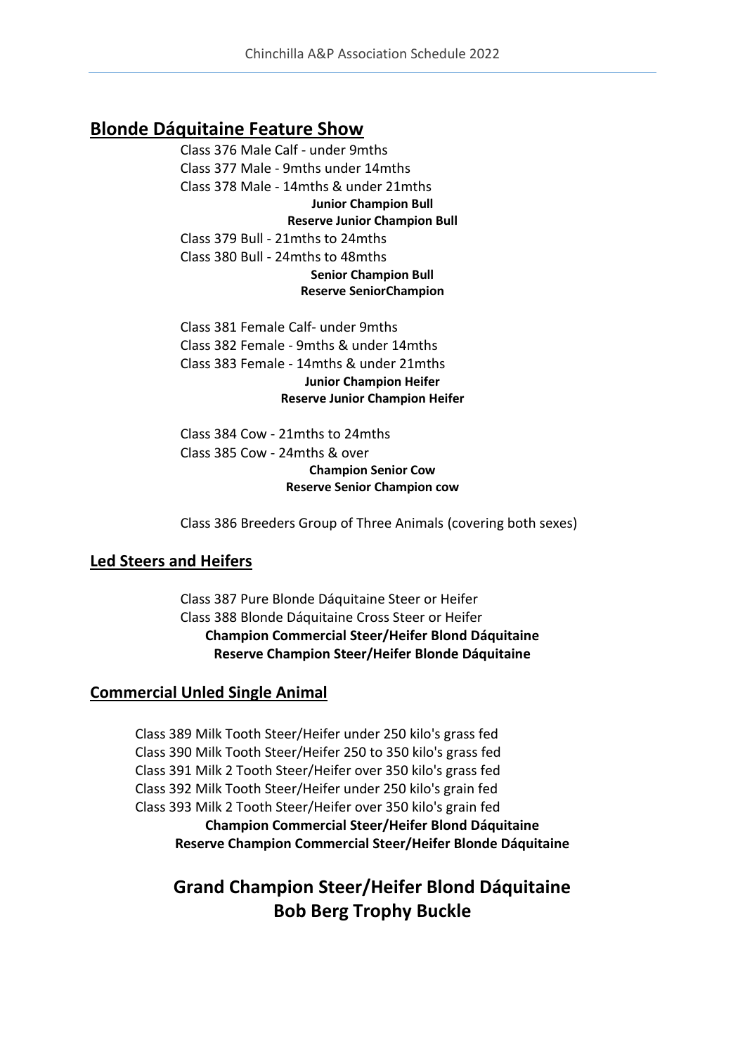## Blonde Dáquitaine Feature Show

Class 376 Male Calf - under 9mths
Class 377 Male - 9mths under 14mths
Class 378 Male - 14mths & under 21mths

**Junior Champion Bull**
**Reserve Junior Champion Bull**

Class 379 Bull - 21mths to 24mths
Class 380 Bull - 24mths to 48mths

**Senior Champion Bull**
**Reserve SeniorChampion**

Class 381 Female Calf- under 9mths
Class 382 Female - 9mths & under 14mths
Class 383 Female - 14mths & under 21mths

**Junior Champion Heifer**
**Reserve Junior Champion Heifer**

Class 384 Cow - 21mths to 24mths
Class 385 Cow - 24mths & over

**Champion Senior Cow**
**Reserve Senior Champion cow**

Class 386 Breeders Group of Three Animals (covering both sexes)

## Led Steers and Heifers

Class 387 Pure Blonde Dáquitaine Steer or Heifer
Class 388 Blonde Dáquitaine Cross Steer or Heifer

**Champion Commercial Steer/Heifer Blond Dáquitaine**
**Reserve Champion Steer/Heifer Blonde Dáquitaine**

## Commercial Unled Single Animal

Class 389 Milk Tooth Steer/Heifer under 250 kilo's grass fed
Class 390 Milk Tooth Steer/Heifer 250 to 350 kilo's grass fed
Class 391 Milk 2 Tooth Steer/Heifer over 350 kilo's grass fed
Class 392 Milk Tooth Steer/Heifer under 250 kilo's grain fed
Class 393 Milk 2 Tooth Steer/Heifer over 350 kilo's grain fed

**Champion Commercial Steer/Heifer Blond Dáquitaine**
**Reserve Champion Commercial Steer/Heifer Blonde Dáquitaine**

## Grand Champion Steer/Heifer Blond Dáquitaine
## Bob Berg Trophy Buckle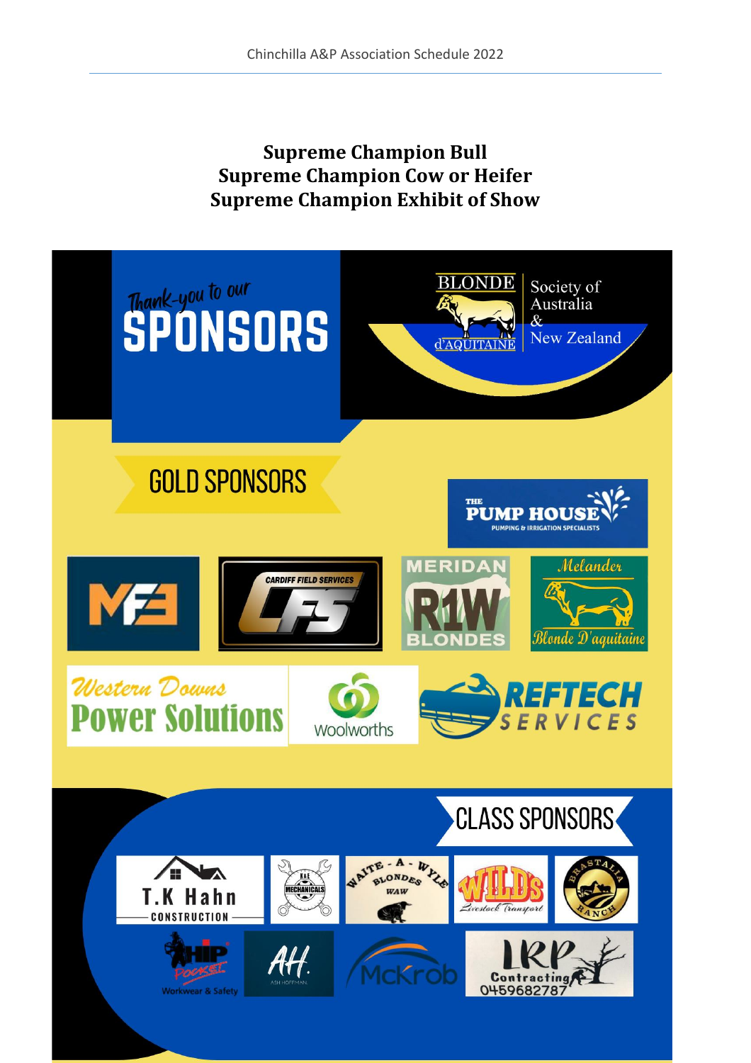**Supreme Champion Bull**
**Supreme Champion Cow or Heifer**
**Supreme Champion Exhibit of Show**

Thank-you to our

# SPONSORS

BLONDE d'AQUITAINE Society of Australia & New Zealand

## GOLD SPONSORS

THE PUMP HOUSE
PUMPING & IRRIGATION SPECIALISTS

MF3

CARDIFF FIELD SERVICES
CFS

MERIDAN R1W BLONDES

Melander Blonde D'aquitaine

Western Downs Power Solutions

Woolworths

REFTECH SERVICES

## CLASS SPONSORS

T.K Hahn CONSTRUCTION

H&E MECHANICALS

WAITE - A - WYLE BLONDES WAW

WILDS Livestock Transport

BRASTALIA RANCH

HIP POCKET Workwear & Safety

AH. ASH HOFFMANN

McKrob

LRP Contracting 0459682787